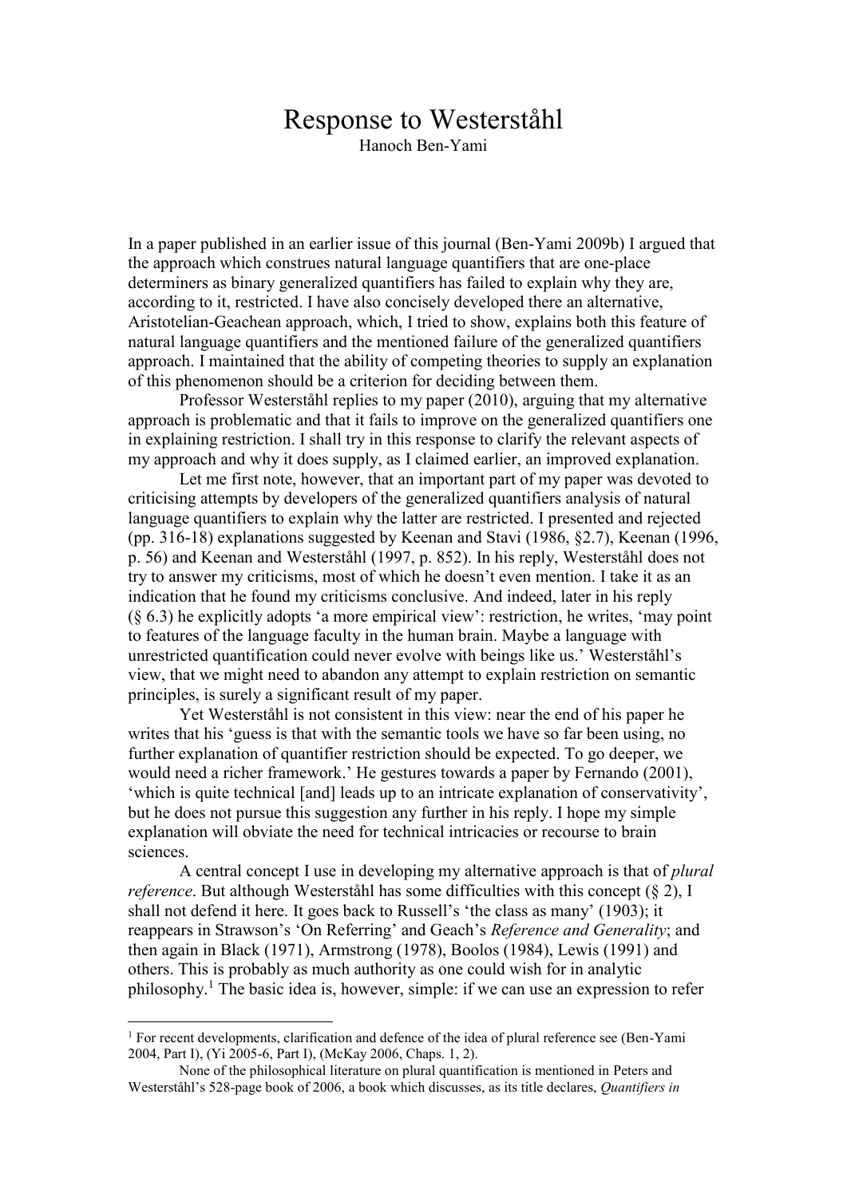# Response to Westerståhl

Hanoch Ben-Yami

In a paper published in an earlier issue of this journal (Ben-Yami 2009b) I argued that the approach which construes natural language quantifiers that are one-place determiners as binary generalized quantifiers has failed to explain why they are, according to it, restricted. I have also concisely developed there an alternative, Aristotelian-Geachean approach, which, I tried to show, explains both this feature of natural language quantifiers and the mentioned failure of the generalized quantifiers approach. I maintained that the ability of competing theories to supply an explanation of this phenomenon should be a criterion for deciding between them.

Professor Westerståhl replies to my paper (2010), arguing that my alternative approach is problematic and that it fails to improve on the generalized quantifiers one in explaining restriction. I shall try in this response to clarify the relevant aspects of my approach and why it does supply, as I claimed earlier, an improved explanation.

Let me first note, however, that an important part of my paper was devoted to criticising attempts by developers of the generalized quantifiers analysis of natural language quantifiers to explain why the latter are restricted. I presented and rejected (pp. 316-18) explanations suggested by Keenan and Stavi (1986, §2.7), Keenan (1996, p. 56) and Keenan and Westerståhl (1997, p. 852). In his reply, Westerståhl does not try to answer my criticisms, most of which he doesn't even mention. I take it as an indication that he found my criticisms conclusive. And indeed, later in his reply (§ 6.3) he explicitly adopts 'a more empirical view': restriction, he writes, 'may point to features of the language faculty in the human brain. Maybe a language with unrestricted quantification could never evolve with beings like us.' Westerståhl's view, that we might need to abandon any attempt to explain restriction on semantic principles, is surely a significant result of my paper.

Yet Westerståhl is not consistent in this view: near the end of his paper he writes that his 'guess is that with the semantic tools we have so far been using, no further explanation of quantifier restriction should be expected. To go deeper, we would need a richer framework.' He gestures towards a paper by Fernando (2001), 'which is quite technical [and] leads up to an intricate explanation of conservativity', but he does not pursue this suggestion any further in his reply. I hope my simple explanation will obviate the need for technical intricacies or recourse to brain sciences.

A central concept I use in developing my alternative approach is that of *plural reference*. But although Westerståhl has some difficulties with this concept (§ 2), I shall not defend it here. It goes back to Russell's 'the class as many' (1903); it reappears in Strawson's 'On Referring' and Geach's *Reference and Generality*; and then again in Black (1971), Armstrong (1978), Boolos (1984), Lewis (1991) and others. This is probably as much authority as one could wish for in analytic philosophy.[1] The basic idea is, however, simple: if we can use an expression to refer

---

[1] For recent developments, clarification and defence of the idea of plural reference see (Ben-Yami 2004, Part I), (Yi 2005-6, Part I), (McKay 2006, Chaps. 1, 2).

None of the philosophical literature on plural quantification is mentioned in Peters and Westerståhl's 528-page book of 2006, a book which discusses, as its title declares, *Quantifiers in*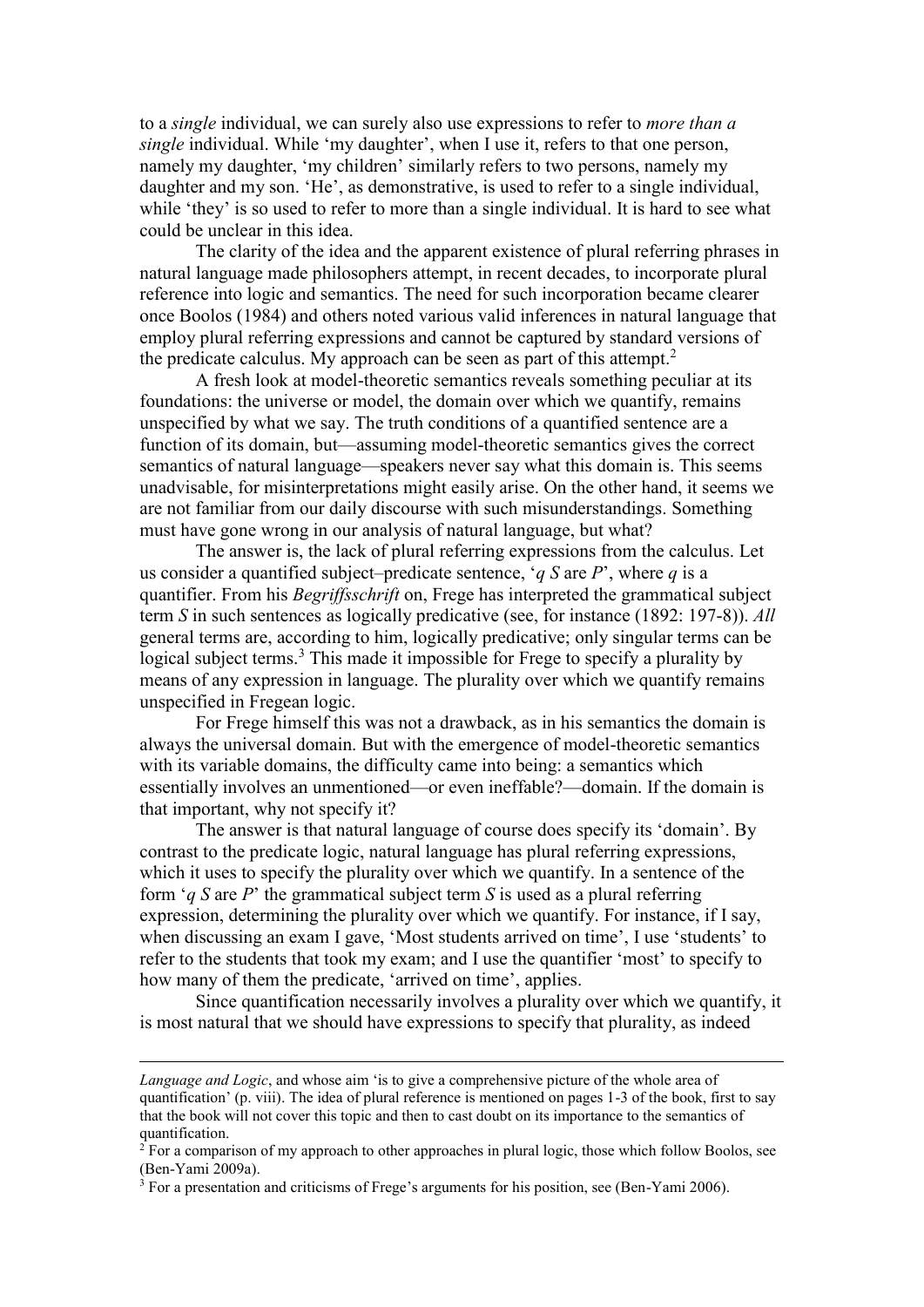to a *single* individual, we can surely also use expressions to refer to *more than a single* individual. While 'my daughter', when I use it, refers to that one person, namely my daughter, 'my children' similarly refers to two persons, namely my daughter and my son. 'He', as demonstrative, is used to refer to a single individual, while 'they' is so used to refer to more than a single individual. It is hard to see what could be unclear in this idea.

The clarity of the idea and the apparent existence of plural referring phrases in natural language made philosophers attempt, in recent decades, to incorporate plural reference into logic and semantics. The need for such incorporation became clearer once Boolos (1984) and others noted various valid inferences in natural language that employ plural referring expressions and cannot be captured by standard versions of the predicate calculus. My approach can be seen as part of this attempt.[2]

A fresh look at model-theoretic semantics reveals something peculiar at its foundations: the universe or model, the domain over which we quantify, remains unspecified by what we say. The truth conditions of a quantified sentence are a function of its domain, but—assuming model-theoretic semantics gives the correct semantics of natural language—speakers never say what this domain is. This seems unadvisable, for misinterpretations might easily arise. On the other hand, it seems we are not familiar from our daily discourse with such misunderstandings. Something must have gone wrong in our analysis of natural language, but what?

The answer is, the lack of plural referring expressions from the calculus. Let us consider a quantified subject–predicate sentence, '*q S* are *P*', where *q* is a quantifier. From his *Begriffsschrift* on, Frege has interpreted the grammatical subject term *S* in such sentences as logically predicative (see, for instance (1892: 197-8)). *All* general terms are, according to him, logically predicative; only singular terms can be logical subject terms.[3] This made it impossible for Frege to specify a plurality by means of any expression in language. The plurality over which we quantify remains unspecified in Fregean logic.

For Frege himself this was not a drawback, as in his semantics the domain is always the universal domain. But with the emergence of model-theoretic semantics with its variable domains, the difficulty came into being: a semantics which essentially involves an unmentioned—or even ineffable?—domain. If the domain is that important, why not specify it?

The answer is that natural language of course does specify its 'domain'. By contrast to the predicate logic, natural language has plural referring expressions, which it uses to specify the plurality over which we quantify. In a sentence of the form '*q S* are *P*' the grammatical subject term *S* is used as a plural referring expression, determining the plurality over which we quantify. For instance, if I say, when discussing an exam I gave, 'Most students arrived on time', I use 'students' to refer to the students that took my exam; and I use the quantifier 'most' to specify to how many of them the predicate, 'arrived on time', applies.

Since quantification necessarily involves a plurality over which we quantify, it is most natural that we should have expressions to specify that plurality, as indeed

---

*Language and Logic*, and whose aim 'is to give a comprehensive picture of the whole area of quantification' (p. viii). The idea of plural reference is mentioned on pages 1-3 of the book, first to say that the book will not cover this topic and then to cast doubt on its importance to the semantics of quantification.

[2] For a comparison of my approach to other approaches in plural logic, those which follow Boolos, see (Ben-Yami 2009a).

[3] For a presentation and criticisms of Frege's arguments for his position, see (Ben-Yami 2006).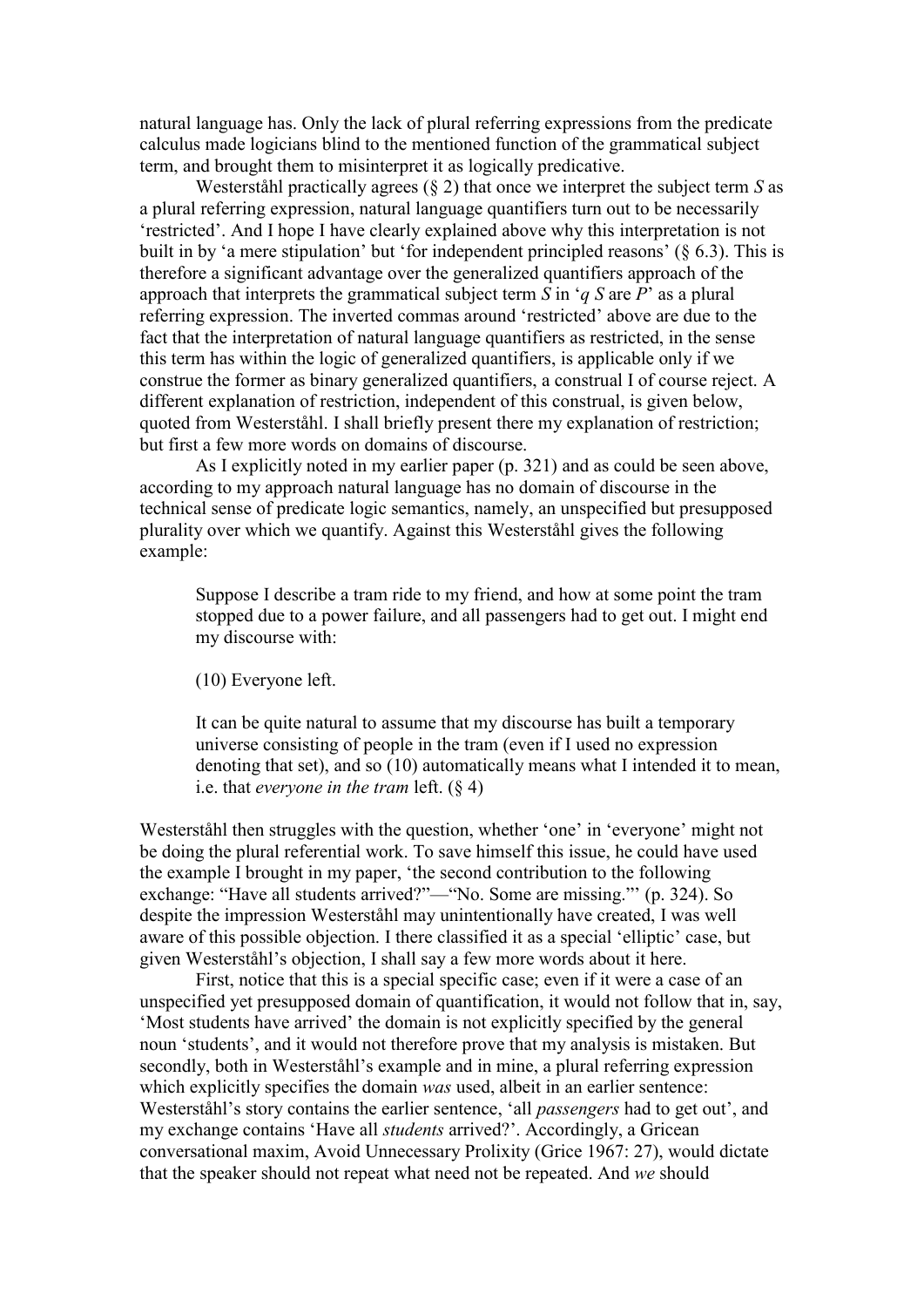natural language has. Only the lack of plural referring expressions from the predicate calculus made logicians blind to the mentioned function of the grammatical subject term, and brought them to misinterpret it as logically predicative.

Westerståhl practically agrees (§ 2) that once we interpret the subject term *S* as a plural referring expression, natural language quantifiers turn out to be necessarily 'restricted'. And I hope I have clearly explained above why this interpretation is not built in by 'a mere stipulation' but 'for independent principled reasons' (§ 6.3). This is therefore a significant advantage over the generalized quantifiers approach of the approach that interprets the grammatical subject term *S* in '*q S* are *P*' as a plural referring expression. The inverted commas around 'restricted' above are due to the fact that the interpretation of natural language quantifiers as restricted, in the sense this term has within the logic of generalized quantifiers, is applicable only if we construe the former as binary generalized quantifiers, a construal I of course reject. A different explanation of restriction, independent of this construal, is given below, quoted from Westerståhl. I shall briefly present there my explanation of restriction; but first a few more words on domains of discourse.

As I explicitly noted in my earlier paper (p. 321) and as could be seen above, according to my approach natural language has no domain of discourse in the technical sense of predicate logic semantics, namely, an unspecified but presupposed plurality over which we quantify. Against this Westerståhl gives the following example:

> Suppose I describe a tram ride to my friend, and how at some point the tram stopped due to a power failure, and all passengers had to get out. I might end my discourse with:
>
> (10) Everyone left.
>
> It can be quite natural to assume that my discourse has built a temporary universe consisting of people in the tram (even if I used no expression denoting that set), and so (10) automatically means what I intended it to mean, i.e. that *everyone in the tram* left. (§ 4)

Westerståhl then struggles with the question, whether 'one' in 'everyone' might not be doing the plural referential work. To save himself this issue, he could have used the example I brought in my paper, 'the second contribution to the following exchange: "Have all students arrived?"—"No. Some are missing."' (p. 324). So despite the impression Westerståhl may unintentionally have created, I was well aware of this possible objection. I there classified it as a special 'elliptic' case, but given Westerståhl's objection, I shall say a few more words about it here.

First, notice that this is a special specific case; even if it were a case of an unspecified yet presupposed domain of quantification, it would not follow that in, say, 'Most students have arrived' the domain is not explicitly specified by the general noun 'students', and it would not therefore prove that my analysis is mistaken. But secondly, both in Westerståhl's example and in mine, a plural referring expression which explicitly specifies the domain *was* used, albeit in an earlier sentence: Westerståhl's story contains the earlier sentence, 'all *passengers* had to get out', and my exchange contains 'Have all *students* arrived?'. Accordingly, a Gricean conversational maxim, Avoid Unnecessary Prolixity (Grice 1967: 27), would dictate that the speaker should not repeat what need not be repeated. And *we* should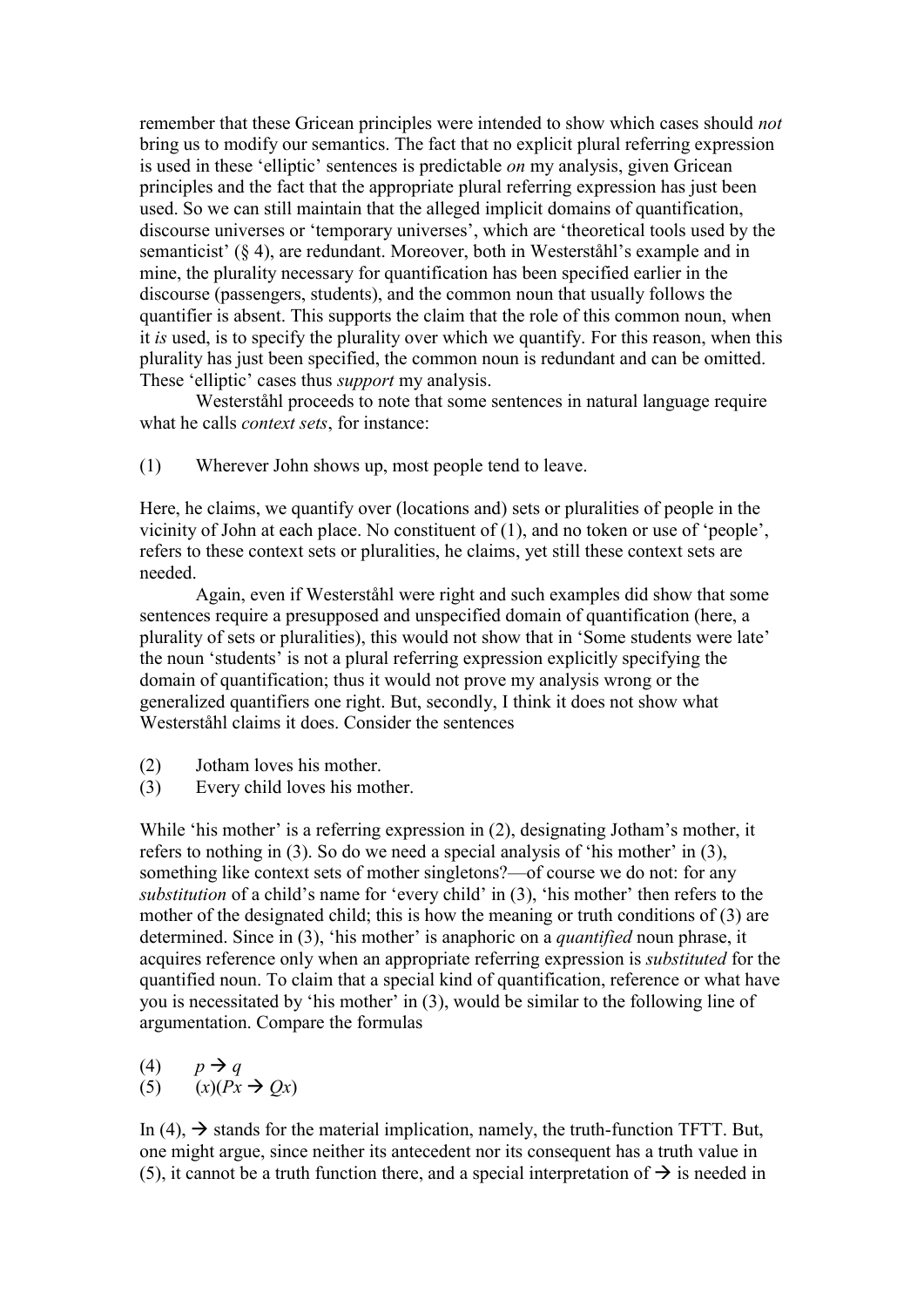remember that these Gricean principles were intended to show which cases should *not* bring us to modify our semantics. The fact that no explicit plural referring expression is used in these 'elliptic' sentences is predictable *on* my analysis, given Gricean principles and the fact that the appropriate plural referring expression has just been used. So we can still maintain that the alleged implicit domains of quantification, discourse universes or 'temporary universes', which are 'theoretical tools used by the semanticist' (§ 4), are redundant. Moreover, both in Westerståhl's example and in mine, the plurality necessary for quantification has been specified earlier in the discourse (passengers, students), and the common noun that usually follows the quantifier is absent. This supports the claim that the role of this common noun, when it *is* used, is to specify the plurality over which we quantify. For this reason, when this plurality has just been specified, the common noun is redundant and can be omitted. These 'elliptic' cases thus *support* my analysis.

Westerståhl proceeds to note that some sentences in natural language require what he calls *context sets*, for instance:

(1) Wherever John shows up, most people tend to leave.

Here, he claims, we quantify over (locations and) sets or pluralities of people in the vicinity of John at each place. No constituent of (1), and no token or use of 'people', refers to these context sets or pluralities, he claims, yet still these context sets are needed.

Again, even if Westerståhl were right and such examples did show that some sentences require a presupposed and unspecified domain of quantification (here, a plurality of sets or pluralities), this would not show that in 'Some students were late' the noun 'students' is not a plural referring expression explicitly specifying the domain of quantification; thus it would not prove my analysis wrong or the generalized quantifiers one right. But, secondly, I think it does not show what Westerståhl claims it does. Consider the sentences

(2) Jotham loves his mother.
(3) Every child loves his mother.

While 'his mother' is a referring expression in (2), designating Jotham's mother, it refers to nothing in (3). So do we need a special analysis of 'his mother' in (3), something like context sets of mother singletons?—of course we do not: for any *substitution* of a child's name for 'every child' in (3), 'his mother' then refers to the mother of the designated child; this is how the meaning or truth conditions of (3) are determined. Since in (3), 'his mother' is anaphoric on a *quantified* noun phrase, it acquires reference only when an appropriate referring expression is *substituted* for the quantified noun. To claim that a special kind of quantification, reference or what have you is necessitated by 'his mother' in (3), would be similar to the following line of argumentation. Compare the formulas

(4) $p \rightarrow q$
(5) $(x)(Px \rightarrow Qx)$

In (4), $\rightarrow$ stands for the material implication, namely, the truth-function TFTT. But, one might argue, since neither its antecedent nor its consequent has a truth value in (5), it cannot be a truth function there, and a special interpretation of $\rightarrow$ is needed in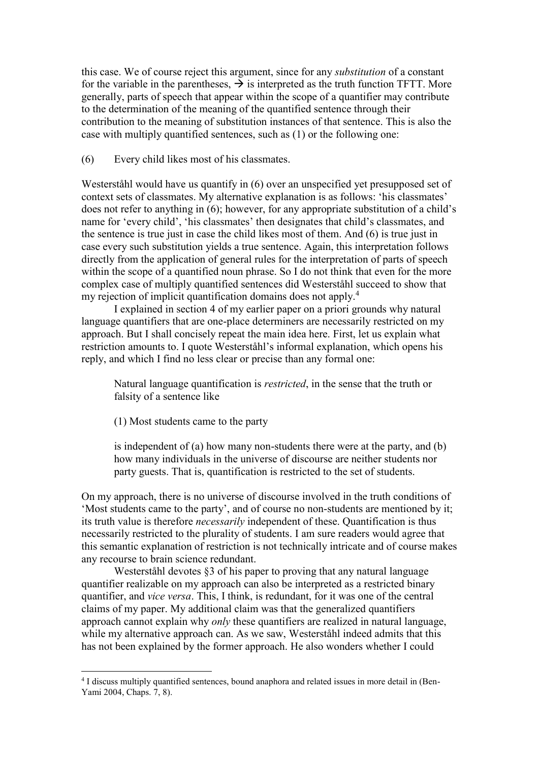this case. We of course reject this argument, since for any *substitution* of a constant for the variable in the parentheses, → is interpreted as the truth function TFTT. More generally, parts of speech that appear within the scope of a quantifier may contribute to the determination of the meaning of the quantified sentence through their contribution to the meaning of substitution instances of that sentence. This is also the case with multiply quantified sentences, such as (1) or the following one:

(6) Every child likes most of his classmates.

Westerståhl would have us quantify in (6) over an unspecified yet presupposed set of context sets of classmates. My alternative explanation is as follows: 'his classmates' does not refer to anything in (6); however, for any appropriate substitution of a child's name for 'every child', 'his classmates' then designates that child's classmates, and the sentence is true just in case the child likes most of them. And (6) is true just in case every such substitution yields a true sentence. Again, this interpretation follows directly from the application of general rules for the interpretation of parts of speech within the scope of a quantified noun phrase. So I do not think that even for the more complex case of multiply quantified sentences did Westerståhl succeed to show that my rejection of implicit quantification domains does not apply.[4]

I explained in section 4 of my earlier paper on a priori grounds why natural language quantifiers that are one-place determiners are necessarily restricted on my approach. But I shall concisely repeat the main idea here. First, let us explain what restriction amounts to. I quote Westerståhl's informal explanation, which opens his reply, and which I find no less clear or precise than any formal one:

> Natural language quantification is *restricted*, in the sense that the truth or falsity of a sentence like
>
> (1) Most students came to the party
>
> is independent of (a) how many non-students there were at the party, and (b) how many individuals in the universe of discourse are neither students nor party guests. That is, quantification is restricted to the set of students.

On my approach, there is no universe of discourse involved in the truth conditions of 'Most students came to the party', and of course no non-students are mentioned by it; its truth value is therefore *necessarily* independent of these. Quantification is thus necessarily restricted to the plurality of students. I am sure readers would agree that this semantic explanation of restriction is not technically intricate and of course makes any recourse to brain science redundant.

Westerståhl devotes §3 of his paper to proving that any natural language quantifier realizable on my approach can also be interpreted as a restricted binary quantifier, and *vice versa*. This, I think, is redundant, for it was one of the central claims of my paper. My additional claim was that the generalized quantifiers approach cannot explain why *only* these quantifiers are realized in natural language, while my alternative approach can. As we saw, Westerståhl indeed admits that this has not been explained by the former approach. He also wonders whether I could

[4] I discuss multiply quantified sentences, bound anaphora and related issues in more detail in (Ben-Yami 2004, Chaps. 7, 8).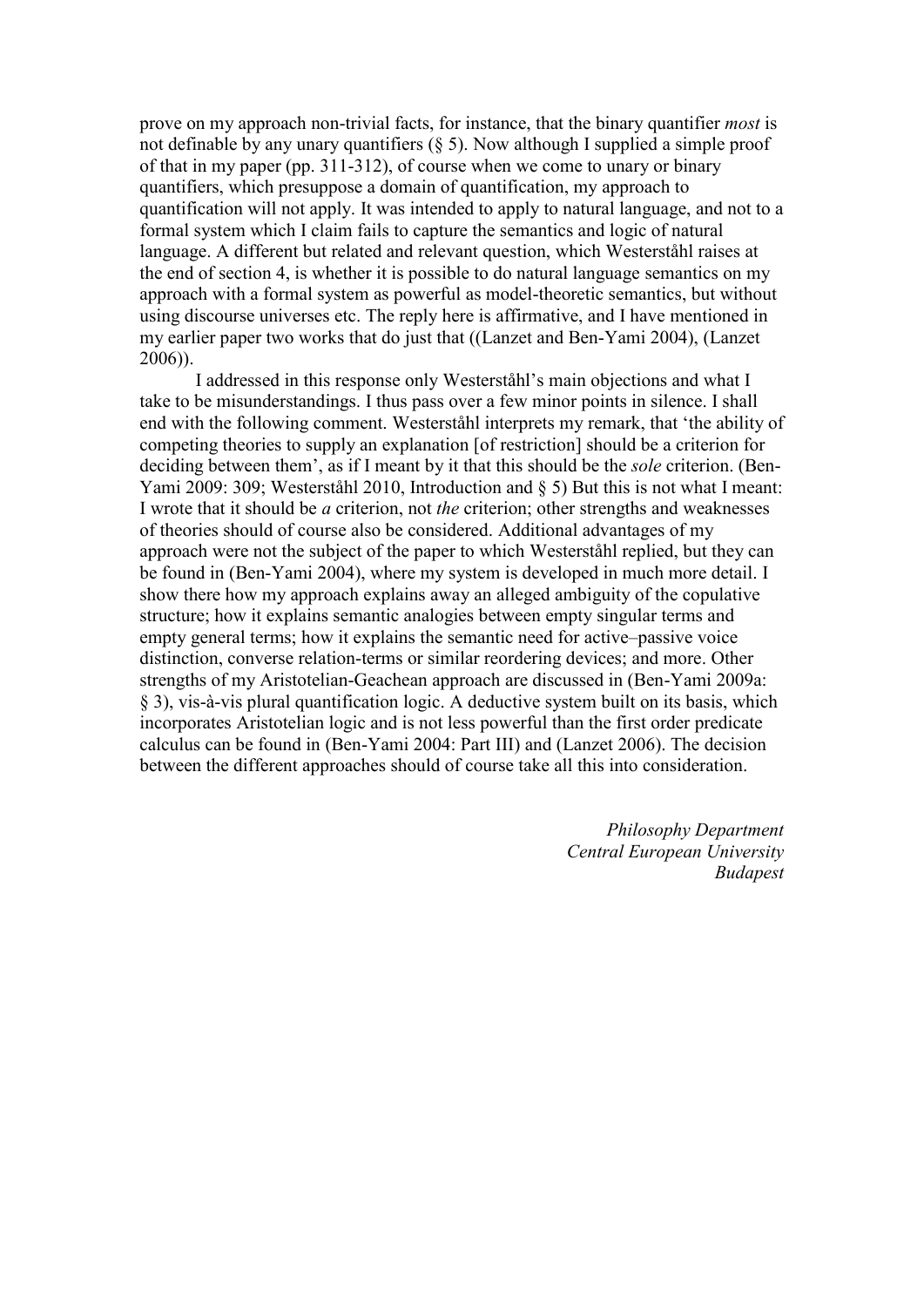prove on my approach non-trivial facts, for instance, that the binary quantifier *most* is not definable by any unary quantifiers (§ 5). Now although I supplied a simple proof of that in my paper (pp. 311-312), of course when we come to unary or binary quantifiers, which presuppose a domain of quantification, my approach to quantification will not apply. It was intended to apply to natural language, and not to a formal system which I claim fails to capture the semantics and logic of natural language. A different but related and relevant question, which Westerståhl raises at the end of section 4, is whether it is possible to do natural language semantics on my approach with a formal system as powerful as model-theoretic semantics, but without using discourse universes etc. The reply here is affirmative, and I have mentioned in my earlier paper two works that do just that ((Lanzet and Ben-Yami 2004), (Lanzet 2006)).

I addressed in this response only Westerståhl's main objections and what I take to be misunderstandings. I thus pass over a few minor points in silence. I shall end with the following comment. Westerståhl interprets my remark, that 'the ability of competing theories to supply an explanation [of restriction] should be a criterion for deciding between them', as if I meant by it that this should be the *sole* criterion. (Ben-Yami 2009: 309; Westerståhl 2010, Introduction and § 5) But this is not what I meant: I wrote that it should be *a* criterion, not *the* criterion; other strengths and weaknesses of theories should of course also be considered. Additional advantages of my approach were not the subject of the paper to which Westerståhl replied, but they can be found in (Ben-Yami 2004), where my system is developed in much more detail. I show there how my approach explains away an alleged ambiguity of the copulative structure; how it explains semantic analogies between empty singular terms and empty general terms; how it explains the semantic need for active–passive voice distinction, converse relation-terms or similar reordering devices; and more. Other strengths of my Aristotelian-Geachean approach are discussed in (Ben-Yami 2009a: § 3), vis-à-vis plural quantification logic. A deductive system built on its basis, which incorporates Aristotelian logic and is not less powerful than the first order predicate calculus can be found in (Ben-Yami 2004: Part III) and (Lanzet 2006). The decision between the different approaches should of course take all this into consideration.

*Philosophy Department*
*Central European University*
*Budapest*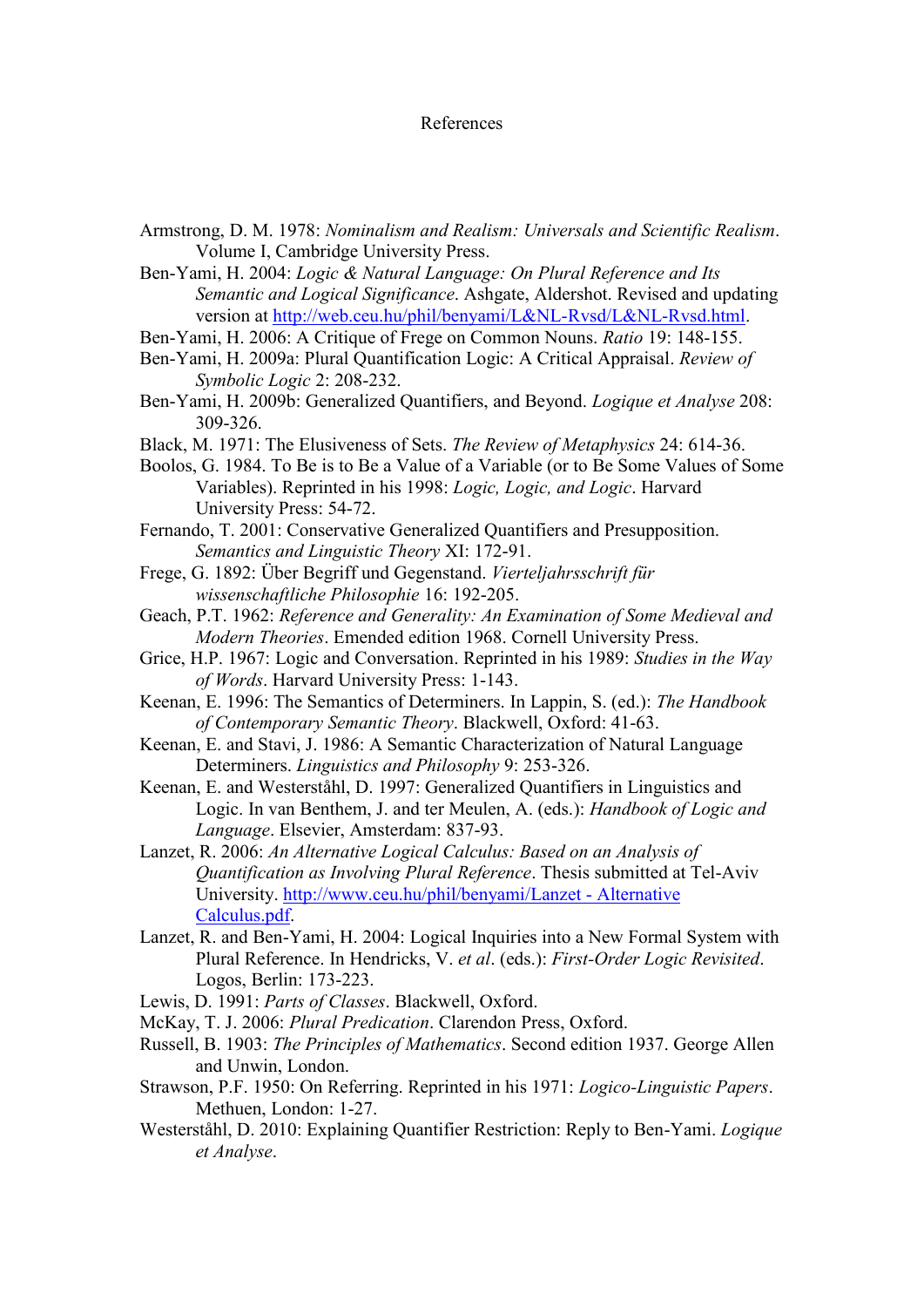# References

Armstrong, D. M. 1978: *Nominalism and Realism: Universals and Scientific Realism*. Volume I, Cambridge University Press.

Ben-Yami, H. 2004: *Logic & Natural Language: On Plural Reference and Its Semantic and Logical Significance*. Ashgate, Aldershot. Revised and updating version at http://web.ceu.hu/phil/benyami/L&NL-Rvsd/L&NL-Rvsd.html.

Ben-Yami, H. 2006: A Critique of Frege on Common Nouns. *Ratio* 19: 148-155.

Ben-Yami, H. 2009a: Plural Quantification Logic: A Critical Appraisal. *Review of Symbolic Logic* 2: 208-232.

Ben-Yami, H. 2009b: Generalized Quantifiers, and Beyond. *Logique et Analyse* 208: 309-326.

Black, M. 1971: The Elusiveness of Sets. *The Review of Metaphysics* 24: 614-36.

Boolos, G. 1984. To Be is to Be a Value of a Variable (or to Be Some Values of Some Variables). Reprinted in his 1998: *Logic, Logic, and Logic*. Harvard University Press: 54-72.

Fernando, T. 2001: Conservative Generalized Quantifiers and Presupposition. *Semantics and Linguistic Theory* XI: 172-91.

Frege, G. 1892: Über Begriff und Gegenstand. *Vierteljahrsschrift für wissenschaftliche Philosophie* 16: 192-205.

Geach, P.T. 1962: *Reference and Generality: An Examination of Some Medieval and Modern Theories*. Emended edition 1968. Cornell University Press.

Grice, H.P. 1967: Logic and Conversation. Reprinted in his 1989: *Studies in the Way of Words*. Harvard University Press: 1-143.

Keenan, E. 1996: The Semantics of Determiners. In Lappin, S. (ed.): *The Handbook of Contemporary Semantic Theory*. Blackwell, Oxford: 41-63.

Keenan, E. and Stavi, J. 1986: A Semantic Characterization of Natural Language Determiners. *Linguistics and Philosophy* 9: 253-326.

Keenan, E. and Westerståhl, D. 1997: Generalized Quantifiers in Linguistics and Logic. In van Benthem, J. and ter Meulen, A. (eds.): *Handbook of Logic and Language*. Elsevier, Amsterdam: 837-93.

Lanzet, R. 2006: *An Alternative Logical Calculus: Based on an Analysis of Quantification as Involving Plural Reference*. Thesis submitted at Tel-Aviv University. http://www.ceu.hu/phil/benyami/Lanzet - Alternative Calculus.pdf.

Lanzet, R. and Ben-Yami, H. 2004: Logical Inquiries into a New Formal System with Plural Reference. In Hendricks, V. *et al*. (eds.): *First-Order Logic Revisited*. Logos, Berlin: 173-223.

Lewis, D. 1991: *Parts of Classes*. Blackwell, Oxford.

McKay, T. J. 2006: *Plural Predication*. Clarendon Press, Oxford.

Russell, B. 1903: *The Principles of Mathematics*. Second edition 1937. George Allen and Unwin, London.

Strawson, P.F. 1950: On Referring. Reprinted in his 1971: *Logico-Linguistic Papers*. Methuen, London: 1-27.

Westerståhl, D. 2010: Explaining Quantifier Restriction: Reply to Ben-Yami. *Logique et Analyse*.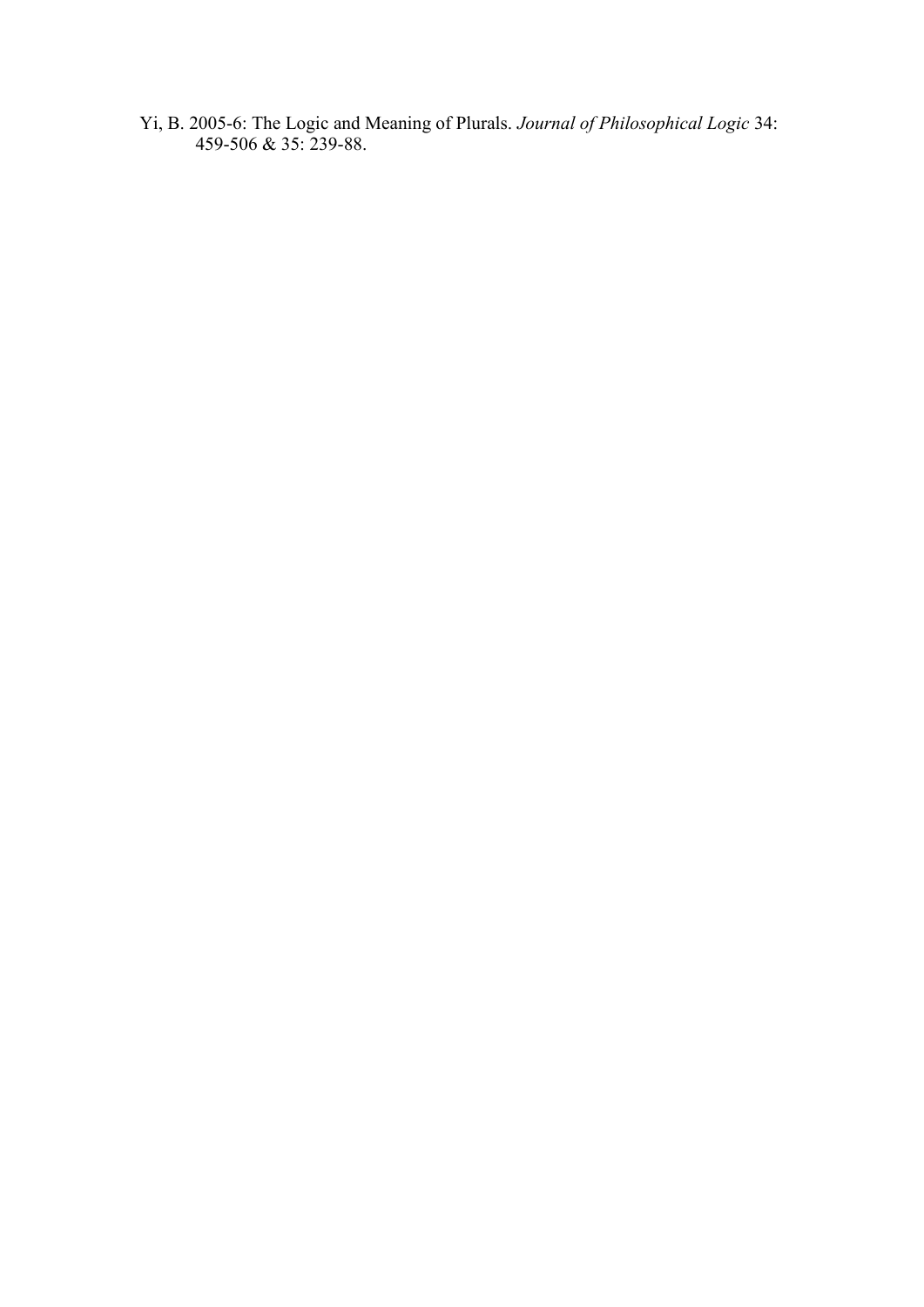Yi, B. 2005-6: The Logic and Meaning of Plurals. *Journal of Philosophical Logic* 34: 459-506 & 35: 239-88.